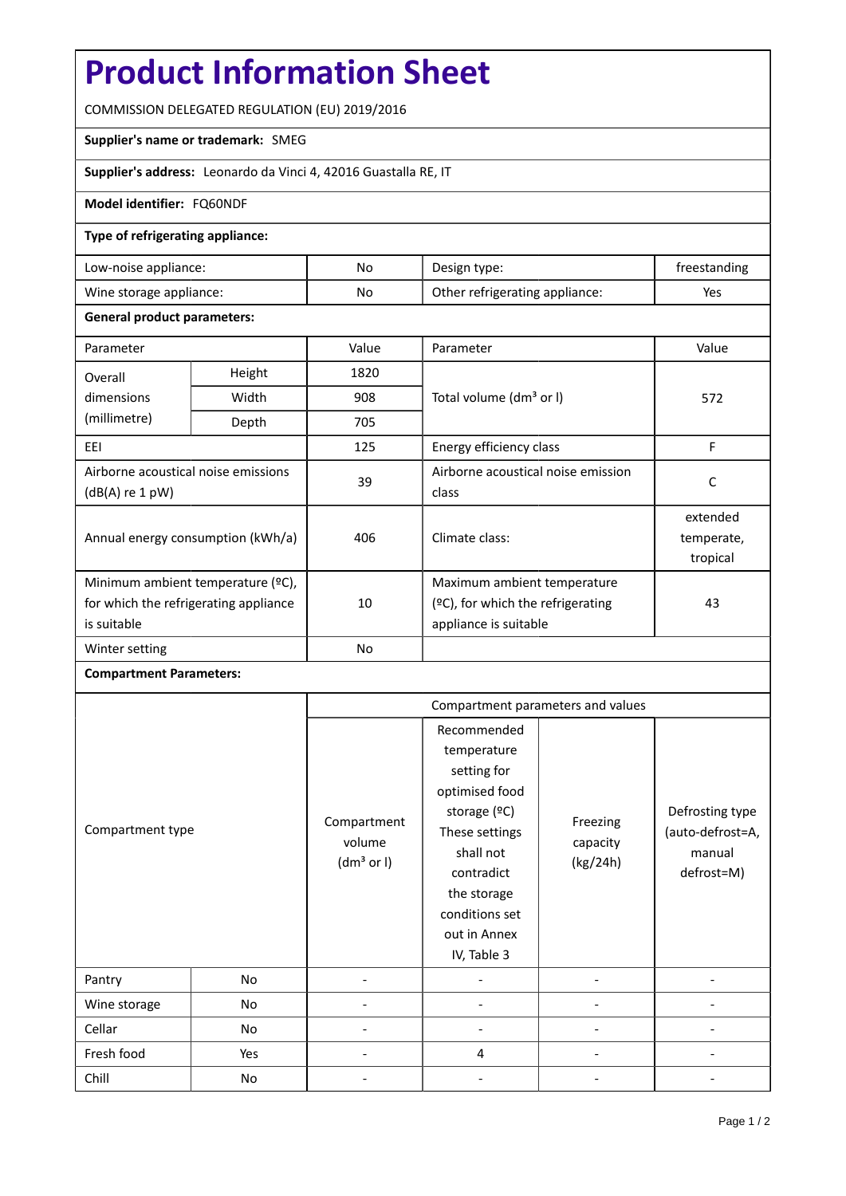# Product Information Sheet

COMMISSION DELEGATED REGULATION (EU) 2019/2016

**Supplier's name or trademark:** SMEG

**Supplier's address:** Leonardo da Vinci 4, 42016 Guastalla RE, IT

**Model identifier:** FQ60NDF

**Type of refrigerating appliance:**

| Low-noise appliance: | No | Design type: | freestanding |
|---|---|---|---|
| Wine storage appliance: | No | Other refrigerating appliance: | Yes |

**General product parameters:**

| Parameter | | Value | Parameter | Value |
|---|---|---|---|---|
| Overall dimensions (millimetre) | Height | 1820 | Total volume ($dm^3$ or l) | 572 |
| | Width | 908 | | |
| | Depth | 705 | | |
| EEI | | 125 | Energy efficiency class | F |
| Airborne acoustical noise emissions (dB(A) re 1 pW) | | 39 | Airborne acoustical noise emission class | C |
| Annual energy consumption (kWh/a) | | 406 | Climate class: | extended temperate, tropical |
| Minimum ambient temperature (ºC), for which the refrigerating appliance is suitable | | 10 | Maximum ambient temperature (ºC), for which the refrigerating appliance is suitable | 43 |
| Winter setting | | No | | |

**Compartment Parameters:**

| Compartment type | | Compartment parameters and values | | | |
|---|---|---|---|---|---|
| | | Compartment volume ($dm^3$ or l) | Recommended temperature setting for optimised food storage (ºC) These settings shall not contradict the storage conditions set out in Annex IV, Table 3 | Freezing capacity (kg/24h) | Defrosting type (auto-defrost=A, manual defrost=M) |
| Pantry | No | - | - | - | - |
| Wine storage | No | - | - | - | - |
| Cellar | No | - | - | - | - |
| Fresh food | Yes | - | 4 | - | - |
| Chill | No | - | - | - | - |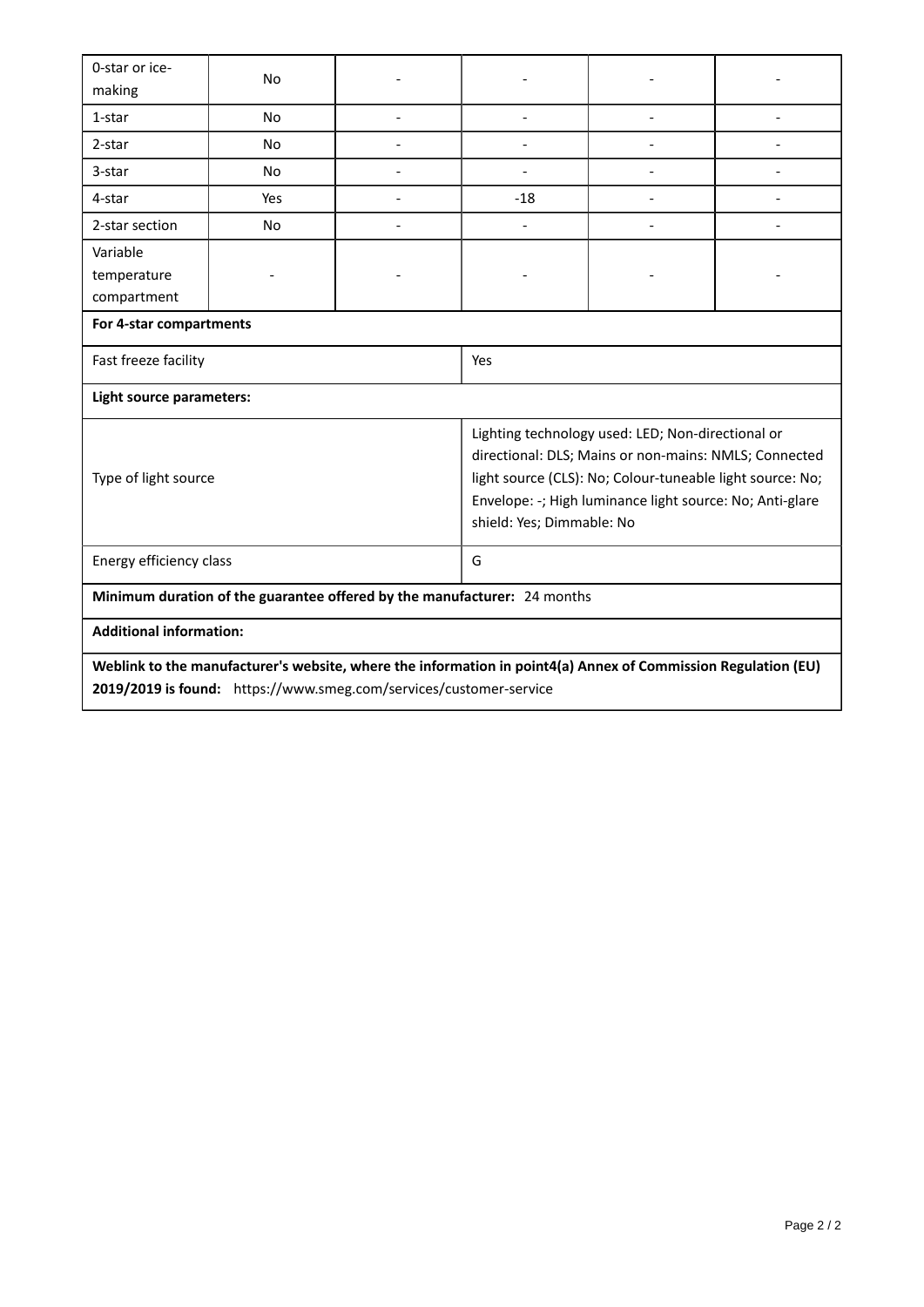| | | | | | |
|---|---|---|---|---|---|
| 0-star or ice-making | No | - | - | - | - |
| 1-star | No | - | - | - | - |
| 2-star | No | - | - | - | - |
| 3-star | No | - | - | - | - |
| 4-star | Yes | - | -18 | - | - |
| 2-star section | No | - | - | - | - |
| Variable temperature compartment | - | - | - | - | - |

| | |
|---|---|
| **For 4-star compartments** | |
| Fast freeze facility | Yes |
| **Light source parameters:** | |
| Type of light source | Lighting technology used: LED; Non-directional or directional: DLS; Mains or non-mains: NMLS; Connected light source (CLS): No; Colour-tuneable light source: No; Envelope: -; High luminance light source: No; Anti-glare shield: Yes; Dimmable: No |
| Energy efficiency class | G |
| **Minimum duration of the guarantee offered by the manufacturer:** 24 months | |
| **Additional information:** | |
| **Weblink to the manufacturer's website, where the information in point4(a) Annex of Commission Regulation (EU) 2019/2019 is found:** https://www.smeg.com/services/customer-service | |